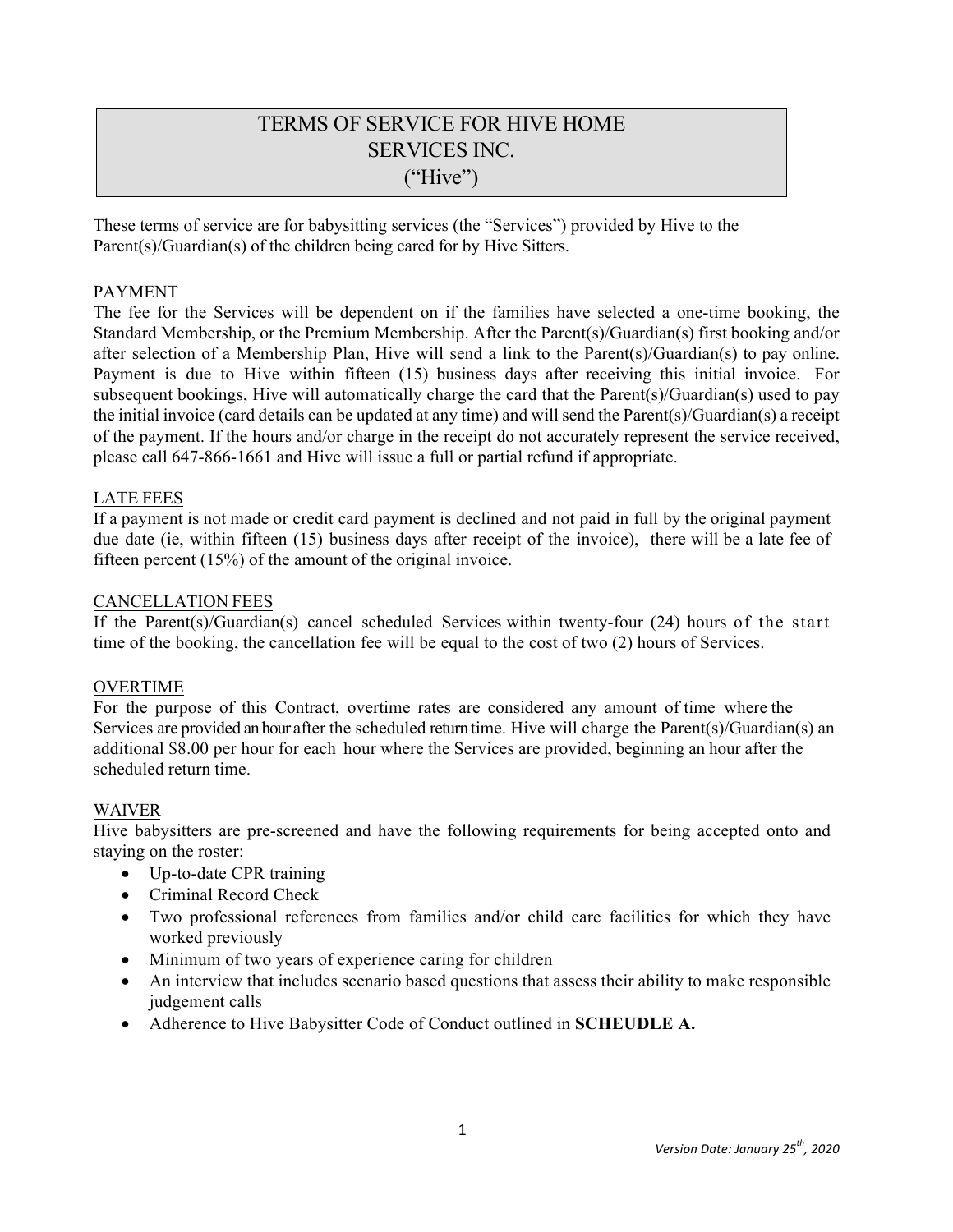# TERMS OF SERVICE FOR HIVE HOME SERVICES INC. ("Hive")

These terms of service are for babysitting services (the "Services") provided by Hive to the Parent(s)/Guardian(s) of the children being cared for by Hive Sitters.

## PAYMENT

The fee for the Services will be dependent on if the families have selected a one-time booking, the Standard Membership, or the Premium Membership. After the Parent(s)/Guardian(s) first booking and/or after selection of a Membership Plan, Hive will send a link to the Parent(s)/Guardian(s) to pay online. Payment is due to Hive within fifteen (15) business days after receiving this initial invoice. For subsequent bookings, Hive will automatically charge the card that the Parent(s)/Guardian(s) used to pay the initial invoice (card details can be updated at any time) and will send the Parent(s)/Guardian(s) a receipt of the payment. If the hours and/or charge in the receipt do not accurately represent the service received, please call 647-866-1661 and Hive will issue a full or partial refund if appropriate.

## LATE FEES

If a payment is not made or credit card payment is declined and not paid in full by the original payment due date (ie, within fifteen (15) business days after receipt of the invoice), there will be a late fee of fifteen percent (15%) of the amount of the original invoice.

## CANCELLATION FEES

If the Parent(s)/Guardian(s) cancel scheduled Services within twenty-four (24) hours of the start time of the booking, the cancellation fee will be equal to the cost of two (2) hours of Services.

## OVERTIME

For the purpose of this Contract, overtime rates are considered any amount of time where the Services are provided an hour after the scheduled return time. Hive will charge the Parent(s)/Guardian(s) an additional $8.00 per hour for each hour where the Services are provided, beginning an hour after the scheduled return time.

## WAIVER

Hive babysitters are pre-screened and have the following requirements for being accepted onto and staying on the roster:

- Up-to-date CPR training
- Criminal Record Check
- Two professional references from families and/or child care facilities for which they have worked previously
- Minimum of two years of experience caring for children
- An interview that includes scenario based questions that assess their ability to make responsible judgement calls
- Adherence to Hive Babysitter Code of Conduct outlined in **SCHEUDLE A.**

*Version Date: January 25th, 2020*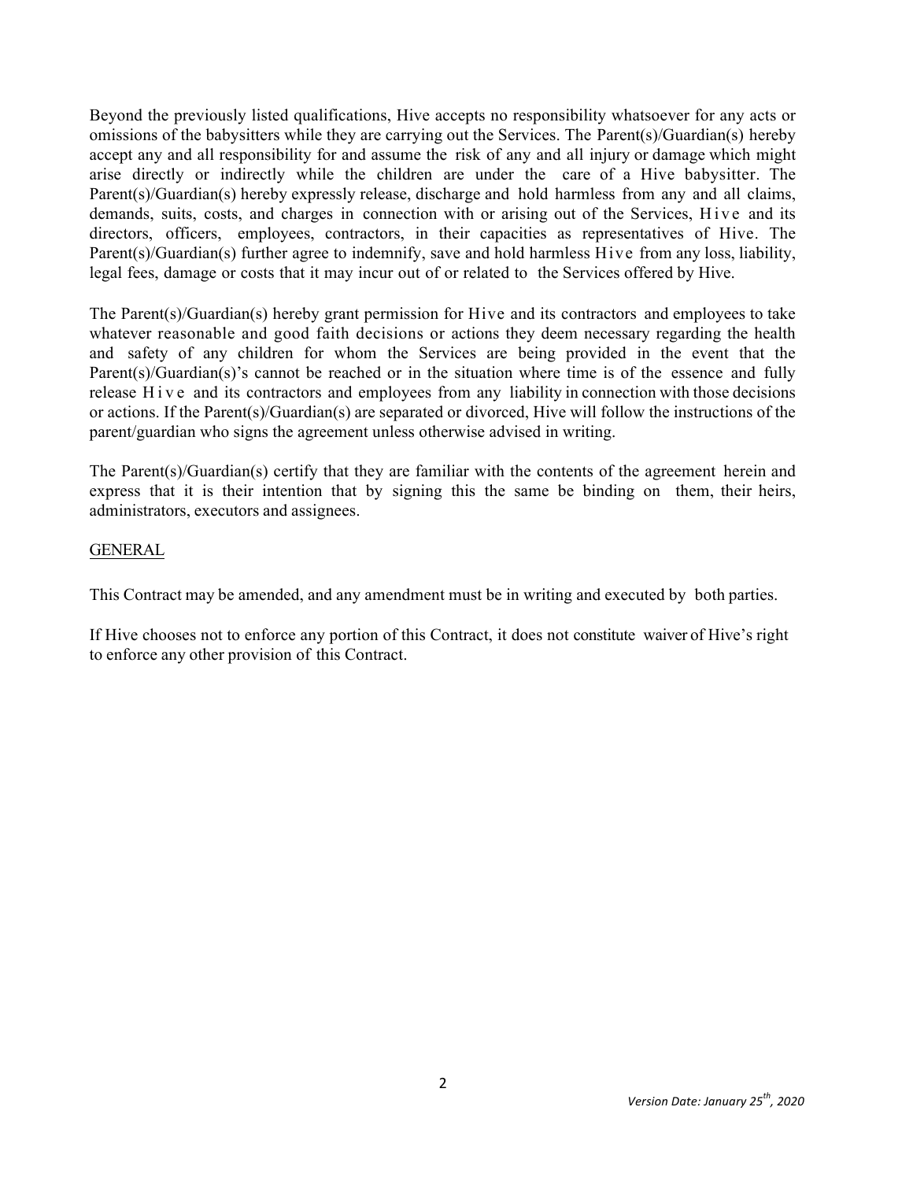Beyond the previously listed qualifications, Hive accepts no responsibility whatsoever for any acts or omissions of the babysitters while they are carrying out the Services. The Parent(s)/Guardian(s) hereby accept any and all responsibility for and assume the risk of any and all injury or damage which might arise directly or indirectly while the children are under the care of a Hive babysitter. The Parent(s)/Guardian(s) hereby expressly release, discharge and hold harmless from any and all claims, demands, suits, costs, and charges in connection with or arising out of the Services, Hive and its directors, officers, employees, contractors, in their capacities as representatives of Hive. The Parent(s)/Guardian(s) further agree to indemnify, save and hold harmless Hive from any loss, liability, legal fees, damage or costs that it may incur out of or related to the Services offered by Hive.

The Parent(s)/Guardian(s) hereby grant permission for Hive and its contractors and employees to take whatever reasonable and good faith decisions or actions they deem necessary regarding the health and safety of any children for whom the Services are being provided in the event that the Parent(s)/Guardian(s)'s cannot be reached or in the situation where time is of the essence and fully release Hive and its contractors and employees from any liability in connection with those decisions or actions. If the Parent(s)/Guardian(s) are separated or divorced, Hive will follow the instructions of the parent/guardian who signs the agreement unless otherwise advised in writing.

The Parent(s)/Guardian(s) certify that they are familiar with the contents of the agreement herein and express that it is their intention that by signing this the same be binding on them, their heirs, administrators, executors and assignees.

## GENERAL

This Contract may be amended, and any amendment must be in writing and executed by both parties.

If Hive chooses not to enforce any portion of this Contract, it does not constitute waiver of Hive's right to enforce any other provision of this Contract.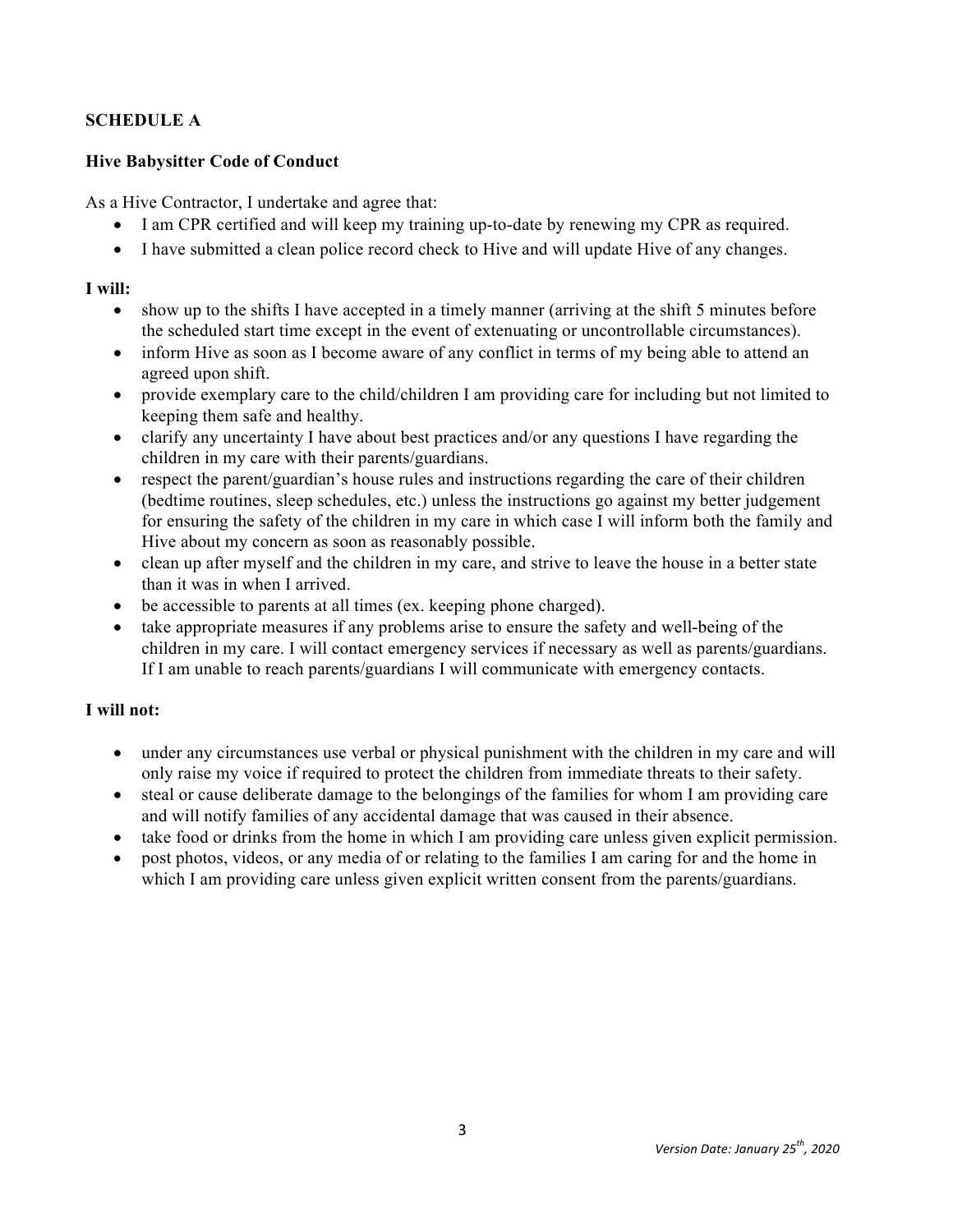**SCHEDULE A**

**Hive Babysitter Code of Conduct**

As a Hive Contractor, I undertake and agree that:

- I am CPR certified and will keep my training up-to-date by renewing my CPR as required.
- I have submitted a clean police record check to Hive and will update Hive of any changes.

**I will:**

- show up to the shifts I have accepted in a timely manner (arriving at the shift 5 minutes before the scheduled start time except in the event of extenuating or uncontrollable circumstances).
- inform Hive as soon as I become aware of any conflict in terms of my being able to attend an agreed upon shift.
- provide exemplary care to the child/children I am providing care for including but not limited to keeping them safe and healthy.
- clarify any uncertainty I have about best practices and/or any questions I have regarding the children in my care with their parents/guardians.
- respect the parent/guardian's house rules and instructions regarding the care of their children (bedtime routines, sleep schedules, etc.) unless the instructions go against my better judgement for ensuring the safety of the children in my care in which case I will inform both the family and Hive about my concern as soon as reasonably possible.
- clean up after myself and the children in my care, and strive to leave the house in a better state than it was in when I arrived.
- be accessible to parents at all times (ex. keeping phone charged).
- take appropriate measures if any problems arise to ensure the safety and well-being of the children in my care. I will contact emergency services if necessary as well as parents/guardians. If I am unable to reach parents/guardians I will communicate with emergency contacts.

**I will not:**

- under any circumstances use verbal or physical punishment with the children in my care and will only raise my voice if required to protect the children from immediate threats to their safety.
- steal or cause deliberate damage to the belongings of the families for whom I am providing care and will notify families of any accidental damage that was caused in their absence.
- take food or drinks from the home in which I am providing care unless given explicit permission.
- post photos, videos, or any media of or relating to the families I am caring for and the home in which I am providing care unless given explicit written consent from the parents/guardians.